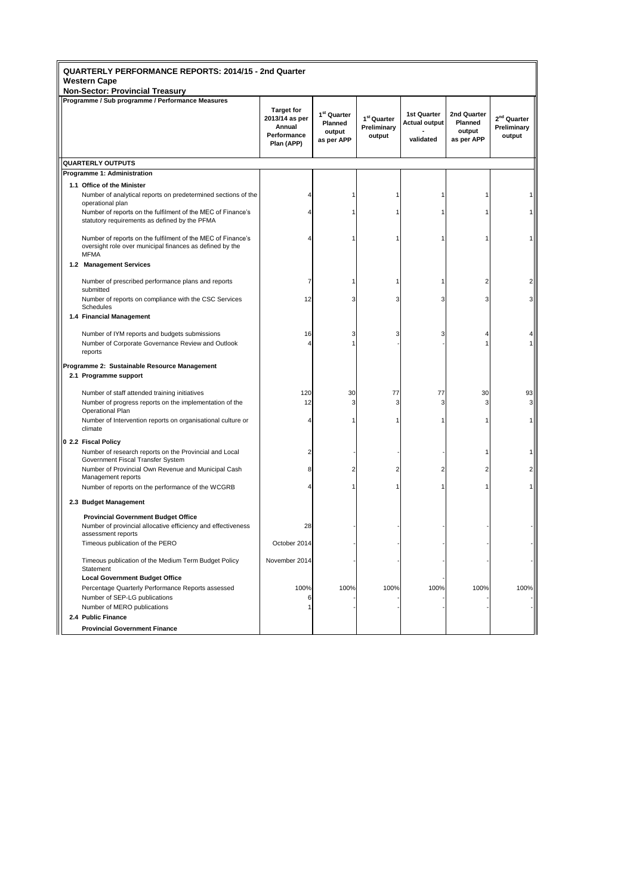## QUARTERLY PERFORMANCE REPORTS: 2014/15 - 2nd Quarter

**Western Cape**

**Non-Sector: Provincial Treasury**

| Programme / Sub programme / Performance Measures | Target for 2013/14 as per Annual Performance Plan (APP) | 1st Quarter Planned output as per APP | 1st Quarter Preliminary output | 1st Quarter Actual output - validated | 2nd Quarter Planned output as per APP | 2nd Quarter Preliminary output |
|---|---|---|---|---|---|---|
| **QUARTERLY OUTPUTS** | | | | | | |
| **Programme 1: Administration** | | | | | | |
| **1.1 Office of the Minister** | | | | | | |
| Number of analytical reports on predetermined sections of the operational plan | 4 | 1 | 1 | 1 | 1 | 1 |
| Number of reports on the fulfilment of the MEC of Finance's statutory requirements as defined by the PFMA | 4 | 1 | 1 | 1 | 1 | 1 |
| Number of reports on the fulfilment of the MEC of Finance's oversight role over municipal finances as defined by the MFMA | 4 | 1 | 1 | 1 | 1 | 1 |
| **1.2 Management Services** | | | | | | |
| Number of prescribed performance plans and reports submitted | 7 | 1 | 1 | 1 | 2 | 2 |
| Number of reports on compliance with the CSC Services Schedules | 12 | 3 | 3 | 3 | 3 | 3 |
| **1.4 Financial Management** | | | | | | |
| Number of IYM reports and budgets submissions | 16 | 3 | 3 | 3 | 4 | 4 |
| Number of Corporate Governance Review and Outlook reports | 4 | 1 | - | - | 1 | 1 |
| **Programme 2: Sustainable Resource Management** | | | | | | |
| **2.1 Programme support** | | | | | | |
| Number of staff attended training initiatives | 120 | 30 | 77 | 77 | 30 | 93 |
| Number of progress reports on the implementation of the Operational Plan | 12 | 3 | 3 | 3 | 3 | 3 |
| Number of Intervention reports on organisational culture or climate | 4 | 1 | 1 | 1 | 1 | 1 |
| **0 2.2 Fiscal Policy** | | | | | | |
| Number of research reports on the Provincial and Local Government Fiscal Transfer System | 2 | - | - | - | 1 | 1 |
| Number of Provincial Own Revenue and Municipal Cash Management reports | 8 | 2 | 2 | 2 | 2 | 2 |
| Number of reports on the performance of the WCGRB | 4 | 1 | 1 | 1 | 1 | 1 |
| **2.3 Budget Management** | | | | | | |
| **Provincial Government Budget Office** | | | | | | |
| Number of provincial allocative efficiency and effectiveness assessment reports | 28 | - | - | - | - | - |
| Timeous publication of the PERO | October 2014 | - | - | - | - | - |
| Timeous publication of the Medium Term Budget Policy Statement | November 2014 | - | - | - | - | - |
| **Local Government Budget Office** | | | | | | |
| Percentage Quarterly Performance Reports assessed | 100% | 100% | 100% | 100% | 100% | 100% |
| Number of SEP-LG publications | 6 | - | - | - | - | - |
| Number of MERO publications | 1 | - | - | - | - | - |
| **2.4 Public Finance** | | | | | | |
| **Provincial Government Finance** | | | | | | |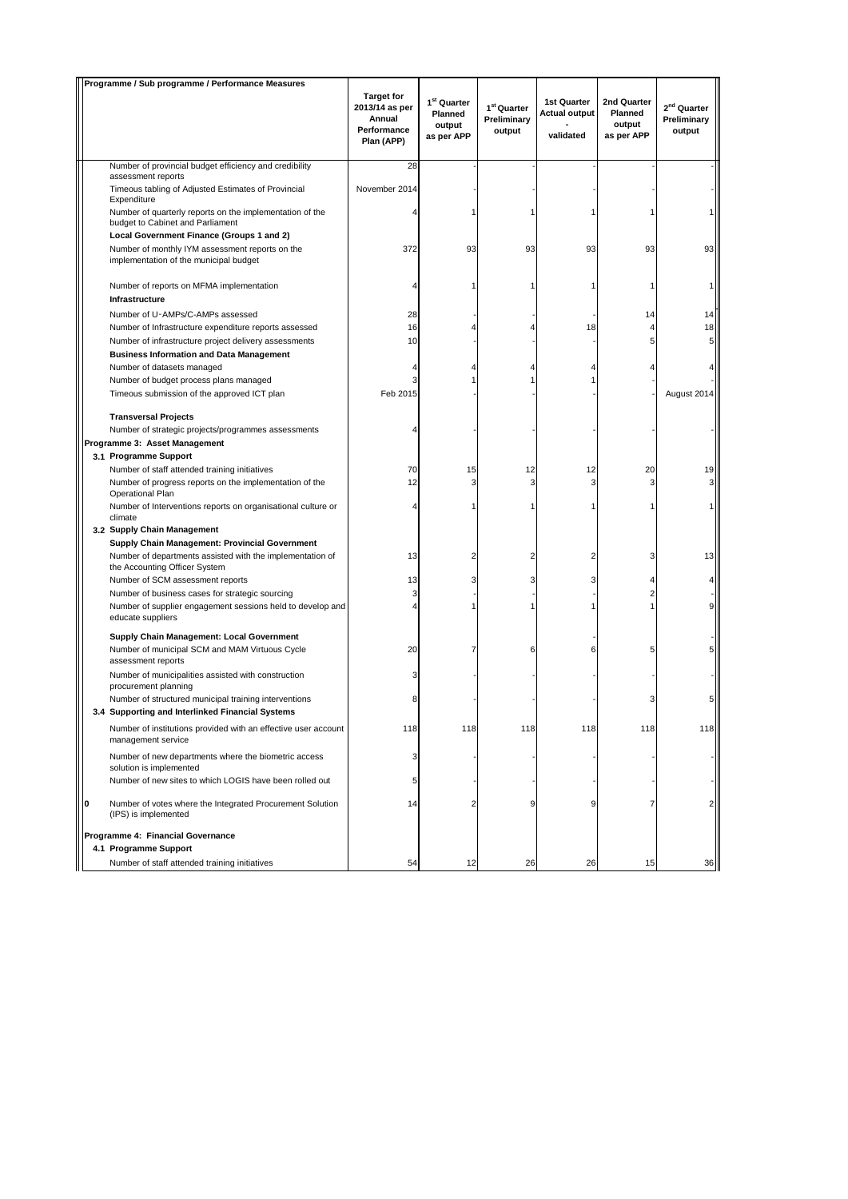| Programme / Sub programme / Performance Measures | Target for 2013/14 as per Annual Performance Plan (APP) | 1st Quarter Planned output as per APP | 1st Quarter Preliminary output | 1st Quarter Actual output - validated | 2nd Quarter Planned output as per APP | 2nd Quarter Preliminary output |
|---|---|---|---|---|---|---|
| Number of provincial budget efficiency and credibility assessment reports | 28 | - | - | - | - | - |
| Timeous tabling of Adjusted Estimates of Provincial Expenditure | November 2014 | - | - | - | - | - |
| Number of quarterly reports on the implementation of the budget to Cabinet and Parliament | 4 | 1 | 1 | 1 | 1 | 1 |
| **Local Government Finance (Groups 1 and 2)** | | | | | | |
| Number of monthly IYM assessment reports on the implementation of the municipal budget | 372 | 93 | 93 | 93 | 93 | 93 |
| Number of reports on MFMA implementation | 4 | 1 | 1 | 1 | 1 | 1 |
| **Infrastructure** | | | | | | |
| Number of U-AMPs/C-AMPs assessed | 28 | - | - | - | 14 | 14 |
| Number of Infrastructure expenditure reports assessed | 16 | 4 | 4 | 18 | 4 | 18 |
| Number of infrastructure project delivery assessments | 10 | - | - | - | 5 | 5 |
| **Business Information and Data Management** | | | | | | |
| Number of datasets managed | 4 | 4 | 4 | 4 | 4 | 4 |
| Number of budget process plans managed | 3 | 1 | 1 | 1 | - | - |
| Timeous submission of the approved ICT plan | Feb 2015 | - | - | - | - | August 2014 |
| **Transversal Projects** | | | | | | |
| Number of strategic projects/programmes assessments | 4 | - | - | - | - | - |
| **Programme 3: Asset Management** | | | | | | |
| **3.1 Programme Support** | | | | | | |
| Number of staff attended training initiatives | 70 | 15 | 12 | 12 | 20 | 19 |
| Number of progress reports on the implementation of the Operational Plan | 12 | 3 | 3 | 3 | 3 | 3 |
| Number of Interventions reports on organisational culture or climate | 4 | 1 | 1 | 1 | 1 | 1 |
| **3.2 Supply Chain Management** | | | | | | |
| **Supply Chain Management: Provincial Government** | | | | | | |
| Number of departments assisted with the implementation of the Accounting Officer System | 13 | 2 | 2 | 2 | 3 | 13 |
| Number of SCM assessment reports | 13 | 3 | 3 | 3 | 4 | 4 |
| Number of business cases for strategic sourcing | 3 | - | - | - | 2 | - |
| Number of supplier engagement sessions held to develop and educate suppliers | 4 | 1 | 1 | 1 | 1 | 9 |
| **Supply Chain Management: Local Government** | | | | | | - |
| Number of municipal SCM and MAM Virtuous Cycle assessment reports | 20 | 7 | 6 | 6 | 5 | 5 |
| Number of municipalities assisted with construction procurement planning | 3 | - | - | - | - | - |
| Number of structured municipal training interventions | 8 | - | - | - | 3 | 5 |
| **3.4 Supporting and Interlinked Financial Systems** | | | | | | |
| Number of institutions provided with an effective user account management service | 118 | 118 | 118 | 118 | 118 | 118 |
| Number of new departments where the biometric access solution is implemented | 3 | - | - | - | - | - |
| Number of new sites to which LOGIS have been rolled out | 5 | - | - | - | - | - |
| 0 Number of votes where the Integrated Procurement Solution (IPS) is implemented | 14 | 2 | 9 | 9 | 7 | 2 |
| **Programme 4: Financial Governance** | | | | | | |
| **4.1 Programme Support** | | | | | | |
| Number of staff attended training initiatives | 54 | 12 | 26 | 26 | 15 | 36 |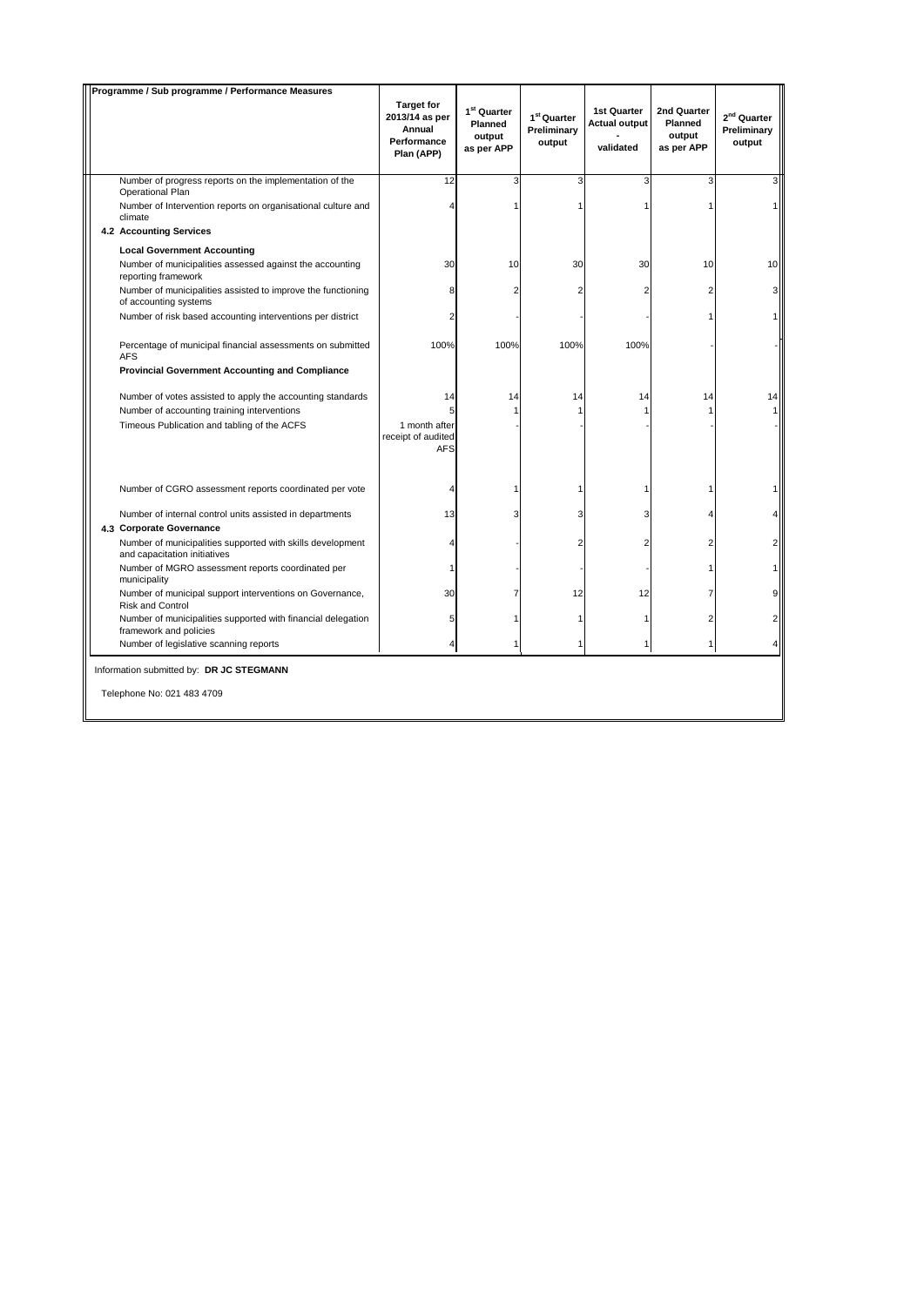| Programme / Sub programme / Performance Measures | Target for 2013/14 as per Annual Performance Plan (APP) | 1st Quarter Planned output as per APP | 1st Quarter Preliminary output | 1st Quarter Actual output - validated | 2nd Quarter Planned output as per APP | 2nd Quarter Preliminary output |
|---|---|---|---|---|---|---|
| Number of progress reports on the implementation of the Operational Plan | 12 | 3 | 3 | 3 | 3 | 3 |
| Number of Intervention reports on organisational culture and climate | 4 | 1 | 1 | 1 | 1 | 1 |
| **4.2 Accounting Services** | | | | | | |
| **Local Government Accounting** | | | | | | |
| Number of municipalities assessed against the accounting reporting framework | 30 | 10 | 30 | 30 | 10 | 10 |
| Number of municipalities assisted to improve the functioning of accounting systems | 8 | 2 | 2 | 2 | 2 | 3 |
| Number of risk based accounting interventions per district | 2 | - | - | - | 1 | 1 |
| Percentage of municipal financial assessments on submitted AFS | 100% | 100% | 100% | 100% | - | - |
| **Provincial Government Accounting and Compliance** | | | | | | |
| Number of votes assisted to apply the accounting standards | 14 | 14 | 14 | 14 | 14 | 14 |
| Number of accounting training interventions | 5 | 1 | 1 | 1 | 1 | 1 |
| Timeous Publication and tabling of the ACFS | 1 month after receipt of audited AFS | - | - | - | - | - |
| Number of CGRO assessment reports coordinated per vote | 4 | 1 | 1 | 1 | 1 | 1 |
| Number of internal control units assisted in departments | 13 | 3 | 3 | 3 | 4 | 4 |
| **4.3 Corporate Governance** | | | | | | |
| Number of municipalities supported with skills development and capacitation initiatives | 4 | - | 2 | 2 | 2 | 2 |
| Number of MGRO assessment reports coordinated per municipality | 1 | - | - | - | 1 | 1 |
| Number of municipal support interventions on Governance, Risk and Control | 30 | 7 | 12 | 12 | 7 | 9 |
| Number of municipalities supported with financial delegation framework and policies | 5 | 1 | 1 | 1 | 2 | 2 |
| Number of legislative scanning reports | 4 | 1 | 1 | 1 | 1 | 4 |

Information submitted by: **DR JC STEGMANN**

Telephone No: 021 483 4709